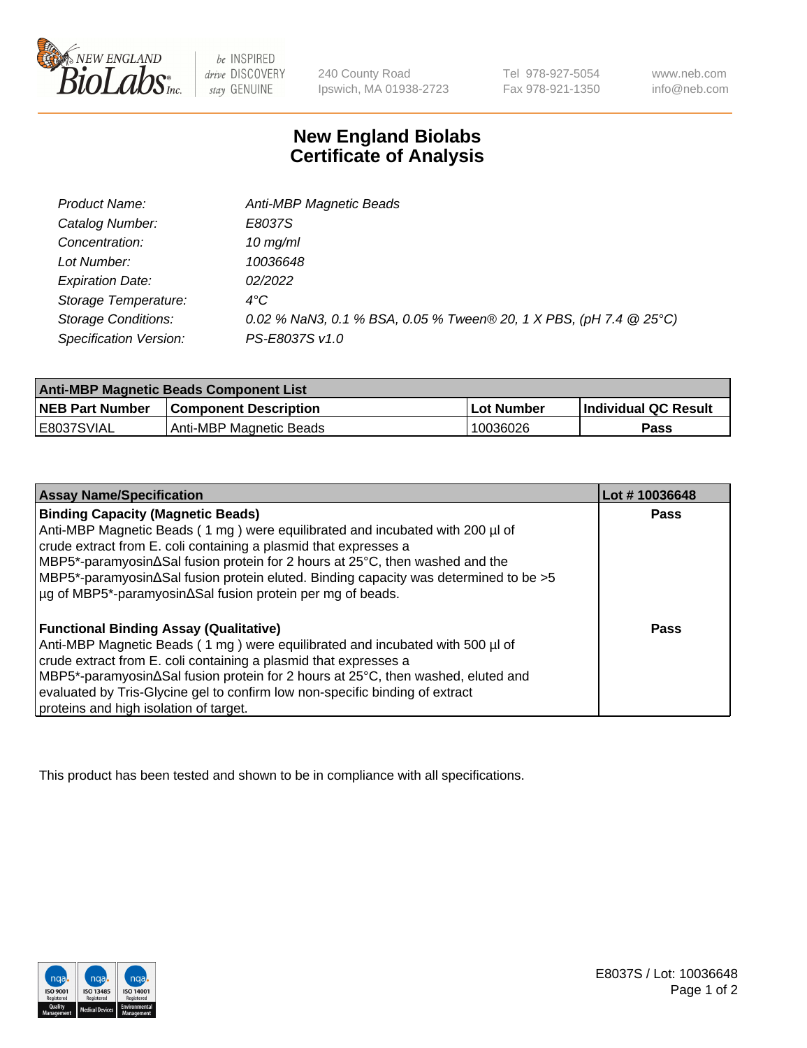240 County Road
Ipswich, MA 01938-2723

Tel 978-927-5054
Fax 978-921-1350

www.neb.com
info@neb.com

# New England Biolabs
# Certificate of Analysis

| | |
|---|---|
| *Product Name:* | *Anti-MBP Magnetic Beads* |
| *Catalog Number:* | *E8037S* |
| *Concentration:* | *10 mg/ml* |
| *Lot Number:* | *10036648* |
| *Expiration Date:* | *02/2022* |
| *Storage Temperature:* | *4°C* |
| *Storage Conditions:* | *0.02 % NaN3, 0.1 % BSA, 0.05 % Tween® 20, 1 X PBS, (pH 7.4 @ 25°C)* |
| *Specification Version:* | *PS-E8037S v1.0* |

| Anti-MBP Magnetic Beads Component List | | | |
|---|---|---|---|
| **NEB Part Number** | **Component Description** | **Lot Number** | **Individual QC Result** |
| E8037SVIAL | Anti-MBP Magnetic Beads | 10036026 | **Pass** |

| Assay Name/Specification | Lot # 10036648 |
|---|---|
| **Binding Capacity (Magnetic Beads)**<br>Anti-MBP Magnetic Beads ( 1 mg ) were equilibrated and incubated with 200 µl of crude extract from E. coli containing a plasmid that expresses a MBP5*-paramyosinΔSal fusion protein for 2 hours at 25°C, then washed and the MBP5*-paramyosinΔSal fusion protein eluted. Binding capacity was determined to be >5 µg of MBP5*-paramyosinΔSal fusion protein per mg of beads. | **Pass** |
| **Functional Binding Assay (Qualitative)**<br>Anti-MBP Magnetic Beads ( 1 mg ) were equilibrated and incubated with 500 µl of crude extract from E. coli containing a plasmid that expresses a MBP5*-paramyosinΔSal fusion protein for 2 hours at 25°C, then washed, eluted and evaluated by Tris-Glycine gel to confirm low non-specific binding of extract proteins and high isolation of target. | **Pass** |

This product has been tested and shown to be in compliance with all specifications.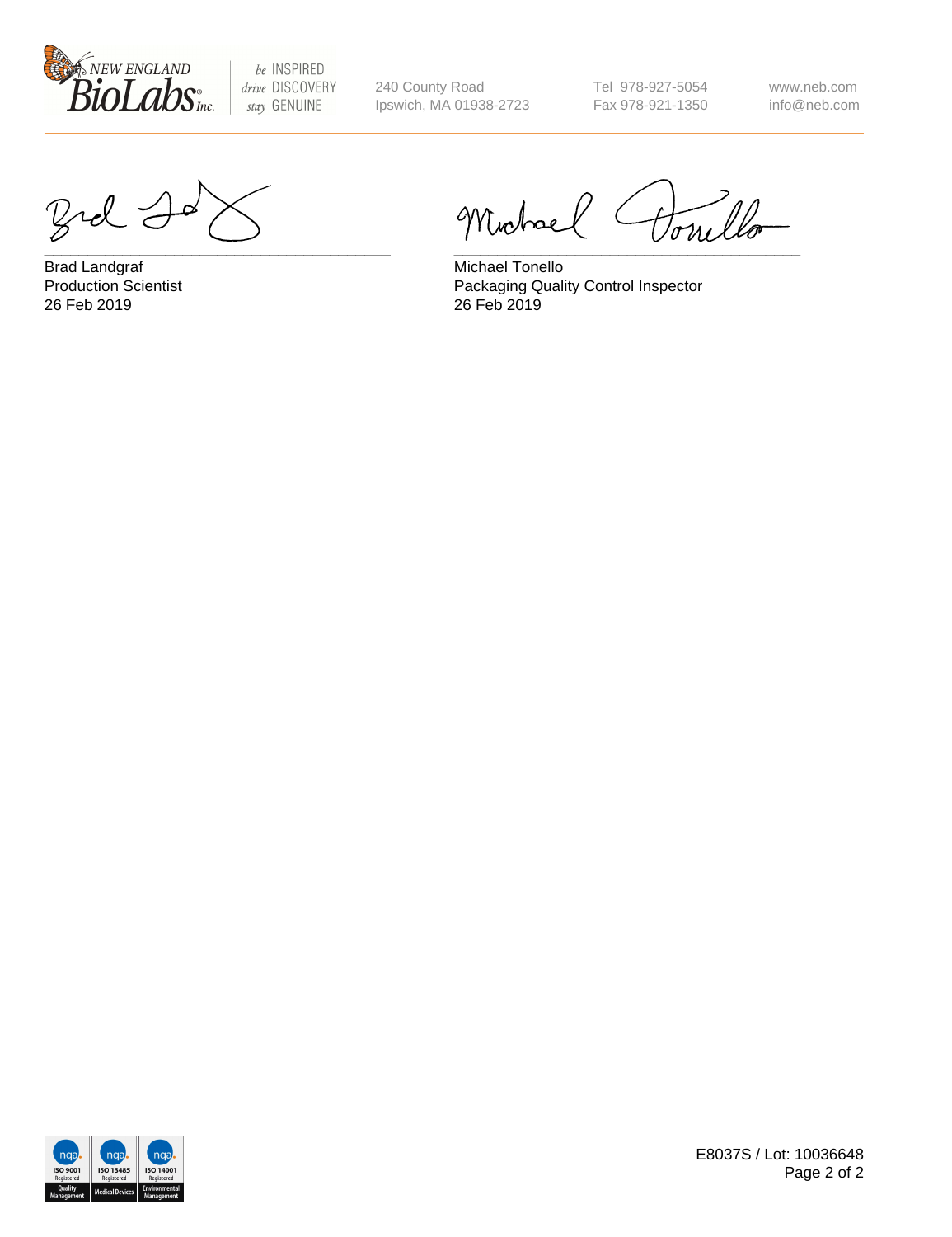Brad Landgraf
Production Scientist
26 Feb 2019

Michael Tonello
Packaging Quality Control Inspector
26 Feb 2019

E8037S / Lot: 10036648